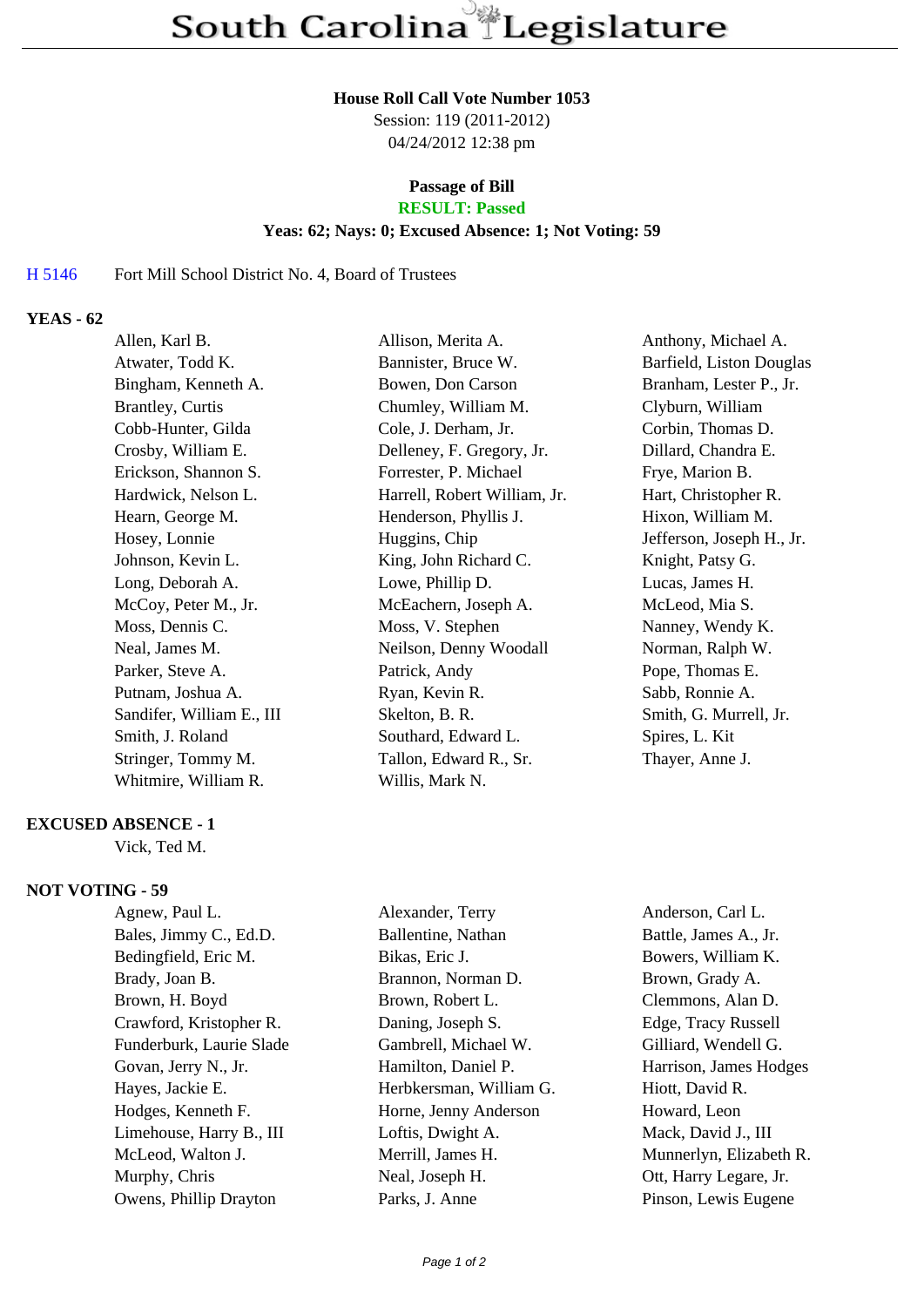# South Carolina Legislature

**House Roll Call Vote Number 1053**

Session: 119 (2011-2012)

04/24/2012 12:38 pm

**Passage of Bill**

**RESULT: Passed**

**Yeas: 62; Nays: 0; Excused Absence: 1; Not Voting: 59**

H 5146 Fort Mill School District No. 4, Board of Trustees

**YEAS - 62**

| | | |
|---|---|---|
| Allen, Karl B. | Allison, Merita A. | Anthony, Michael A. |
| Atwater, Todd K. | Bannister, Bruce W. | Barfield, Liston Douglas |
| Bingham, Kenneth A. | Bowen, Don Carson | Branham, Lester P., Jr. |
| Brantley, Curtis | Chumley, William M. | Clyburn, William |
| Cobb-Hunter, Gilda | Cole, J. Derham, Jr. | Corbin, Thomas D. |
| Crosby, William E. | Delleney, F. Gregory, Jr. | Dillard, Chandra E. |
| Erickson, Shannon S. | Forrester, P. Michael | Frye, Marion B. |
| Hardwick, Nelson L. | Harrell, Robert William, Jr. | Hart, Christopher R. |
| Hearn, George M. | Henderson, Phyllis J. | Hixon, William M. |
| Hosey, Lonnie | Huggins, Chip | Jefferson, Joseph H., Jr. |
| Johnson, Kevin L. | King, John Richard C. | Knight, Patsy G. |
| Long, Deborah A. | Lowe, Phillip D. | Lucas, James H. |
| McCoy, Peter M., Jr. | McEachern, Joseph A. | McLeod, Mia S. |
| Moss, Dennis C. | Moss, V. Stephen | Nanney, Wendy K. |
| Neal, James M. | Neilson, Denny Woodall | Norman, Ralph W. |
| Parker, Steve A. | Patrick, Andy | Pope, Thomas E. |
| Putnam, Joshua A. | Ryan, Kevin R. | Sabb, Ronnie A. |
| Sandifer, William E., III | Skelton, B. R. | Smith, G. Murrell, Jr. |
| Smith, J. Roland | Southard, Edward L. | Spires, L. Kit |
| Stringer, Tommy M. | Tallon, Edward R., Sr. | Thayer, Anne J. |
| Whitmire, William R. | Willis, Mark N. | |

**EXCUSED ABSENCE - 1**

Vick, Ted M.

**NOT VOTING - 59**

| | | |
|---|---|---|
| Agnew, Paul L. | Alexander, Terry | Anderson, Carl L. |
| Bales, Jimmy C., Ed.D. | Ballentine, Nathan | Battle, James A., Jr. |
| Bedingfield, Eric M. | Bikas, Eric J. | Bowers, William K. |
| Brady, Joan B. | Brannon, Norman D. | Brown, Grady A. |
| Brown, H. Boyd | Brown, Robert L. | Clemmons, Alan D. |
| Crawford, Kristopher R. | Daning, Joseph S. | Edge, Tracy Russell |
| Funderburk, Laurie Slade | Gambrell, Michael W. | Gilliard, Wendell G. |
| Govan, Jerry N., Jr. | Hamilton, Daniel P. | Harrison, James Hodges |
| Hayes, Jackie E. | Herbkersman, William G. | Hiott, David R. |
| Hodges, Kenneth F. | Horne, Jenny Anderson | Howard, Leon |
| Limehouse, Harry B., III | Loftis, Dwight A. | Mack, David J., III |
| McLeod, Walton J. | Merrill, James H. | Munnerlyn, Elizabeth R. |
| Murphy, Chris | Neal, Joseph H. | Ott, Harry Legare, Jr. |
| Owens, Phillip Drayton | Parks, J. Anne | Pinson, Lewis Eugene |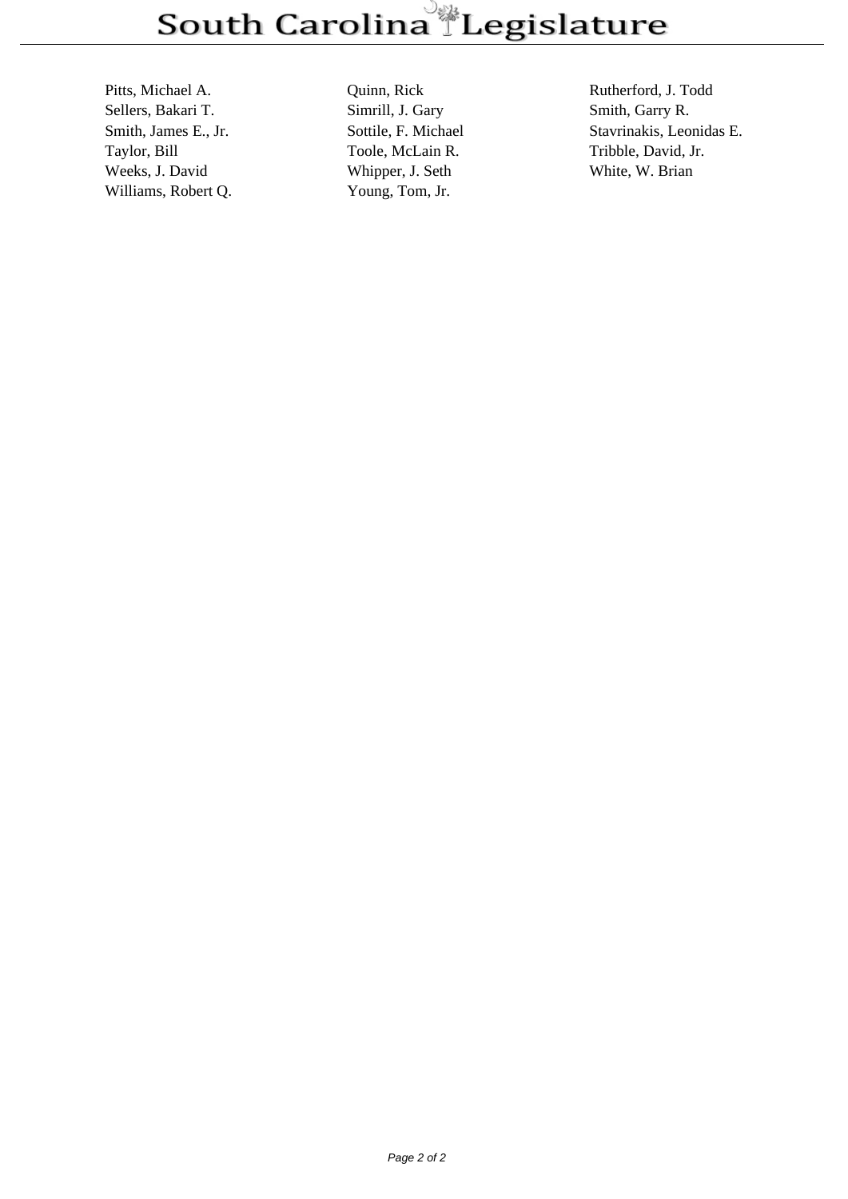Pitts, Michael A.
Quinn, Rick
Rutherford, J. Todd
Sellers, Bakari T.
Simrill, J. Gary
Smith, Garry R.
Smith, James E., Jr.
Sottile, F. Michael
Stavrinakis, Leonidas E.
Taylor, Bill
Toole, McLain R.
Tribble, David, Jr.
Weeks, J. David
Whipper, J. Seth
White, W. Brian
Williams, Robert Q.
Young, Tom, Jr.